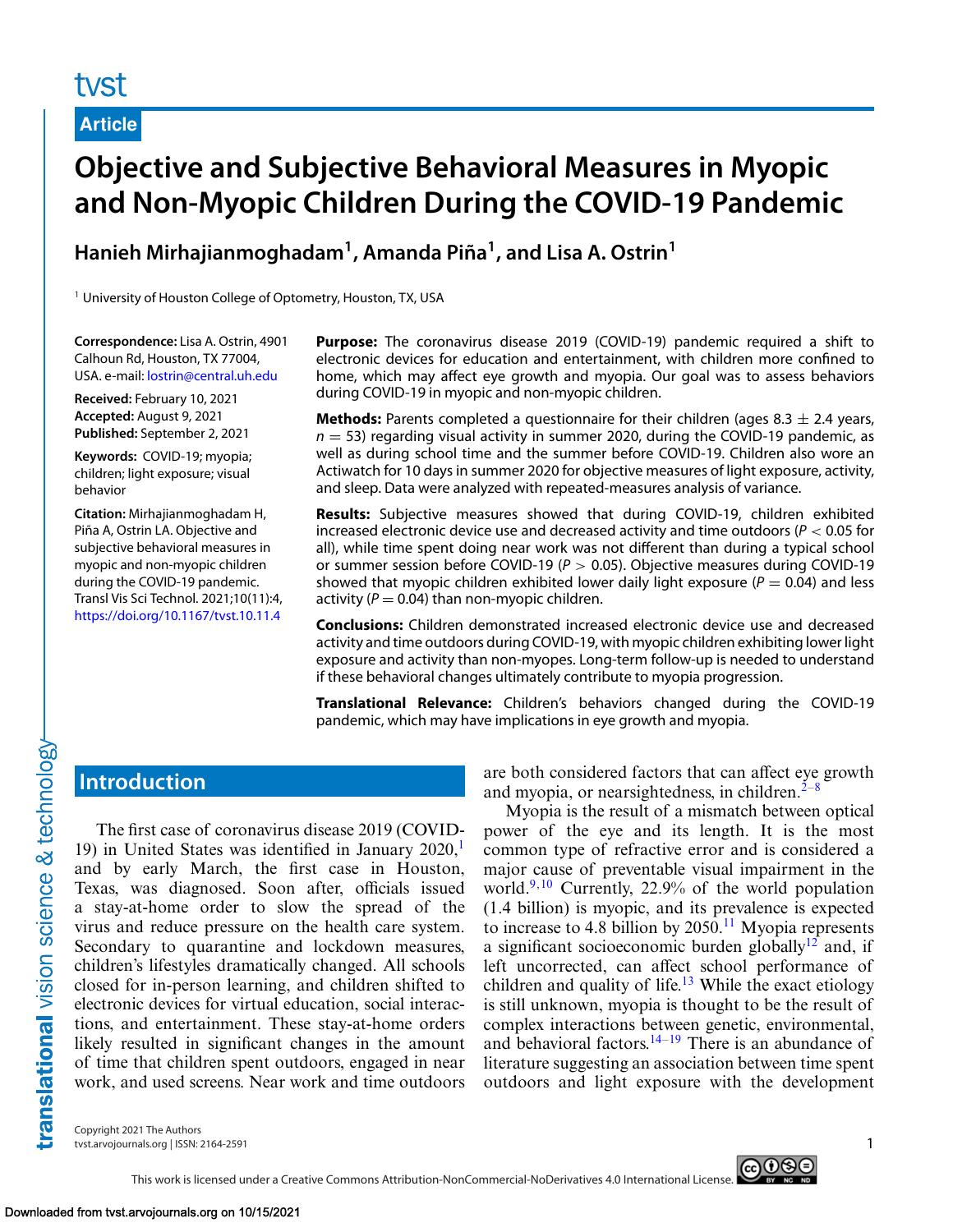tvst

**Article**

# Objective and Subjective Behavioral Measures in Myopic and Non-Myopic Children During the COVID-19 Pandemic

**Hanieh Mirhajianmoghadam[1], Amanda Piña[1], and Lisa A. Ostrin[1]**

[1] University of Houston College of Optometry, Houston, TX, USA

**Correspondence:** Lisa A. Ostrin, 4901 Calhoun Rd, Houston, TX 77004, USA. e-mail: lostrin@central.uh.edu

**Received:** February 10, 2021
**Accepted:** August 9, 2021
**Published:** September 2, 2021

**Keywords:** COVID-19; myopia; children; light exposure; visual behavior

**Citation:** Mirhajianmoghadam H, Piña A, Ostrin LA. Objective and subjective behavioral measures in myopic and non-myopic children during the COVID-19 pandemic. Transl Vis Sci Technol. 2021;10(11):4, https://doi.org/10.1167/tvst.10.11.4

**Purpose:** The coronavirus disease 2019 (COVID-19) pandemic required a shift to electronic devices for education and entertainment, with children more confined to home, which may affect eye growth and myopia. Our goal was to assess behaviors during COVID-19 in myopic and non-myopic children.

**Methods:** Parents completed a questionnaire for their children (ages 8.3 ± 2.4 years, $n = 53$) regarding visual activity in summer 2020, during the COVID-19 pandemic, as well as during school time and the summer before COVID-19. Children also wore an Actiwatch for 10 days in summer 2020 for objective measures of light exposure, activity, and sleep. Data were analyzed with repeated-measures analysis of variance.

**Results:** Subjective measures showed that during COVID-19, children exhibited increased electronic device use and decreased activity and time outdoors ($P < 0.05$ for all), while time spent doing near work was not different than during a typical school or summer session before COVID-19 ($P > 0.05$). Objective measures during COVID-19 showed that myopic children exhibited lower daily light exposure ($P = 0.04$) and less activity ($P = 0.04$) than non-myopic children.

**Conclusions:** Children demonstrated increased electronic device use and decreased activity and time outdoors during COVID-19, with myopic children exhibiting lower light exposure and activity than non-myopes. Long-term follow-up is needed to understand if these behavioral changes ultimately contribute to myopia progression.

**Translational Relevance:** Children's behaviors changed during the COVID-19 pandemic, which may have implications in eye growth and myopia.

## Introduction

The first case of coronavirus disease 2019 (COVID-19) in United States was identified in January 2020,[1] and by early March, the first case in Houston, Texas, was diagnosed. Soon after, officials issued a stay-at-home order to slow the spread of the virus and reduce pressure on the health care system. Secondary to quarantine and lockdown measures, children's lifestyles dramatically changed. All schools closed for in-person learning, and children shifted to electronic devices for virtual education, social interactions, and entertainment. These stay-at-home orders likely resulted in significant changes in the amount of time that children spent outdoors, engaged in near work, and used screens. Near work and time outdoors are both considered factors that can affect eye growth and myopia, or nearsightedness, in children.[2–8]

Myopia is the result of a mismatch between optical power of the eye and its length. It is the most common type of refractive error and is considered a major cause of preventable visual impairment in the world.[9,10] Currently, 22.9% of the world population (1.4 billion) is myopic, and its prevalence is expected to increase to 4.8 billion by 2050.[11] Myopia represents a significant socioeconomic burden globally[12] and, if left uncorrected, can affect school performance of children and quality of life.[13] While the exact etiology is still unknown, myopia is thought to be the result of complex interactions between genetic, environmental, and behavioral factors.[14–19] There is an abundance of literature suggesting an association between time spent outdoors and light exposure with the development

Copyright 2021 The Authors
tvst.arvojournals.org | ISSN: 2164-2591

This work is licensed under a Creative Commons Attribution-NonCommercial-NoDerivatives 4.0 International License.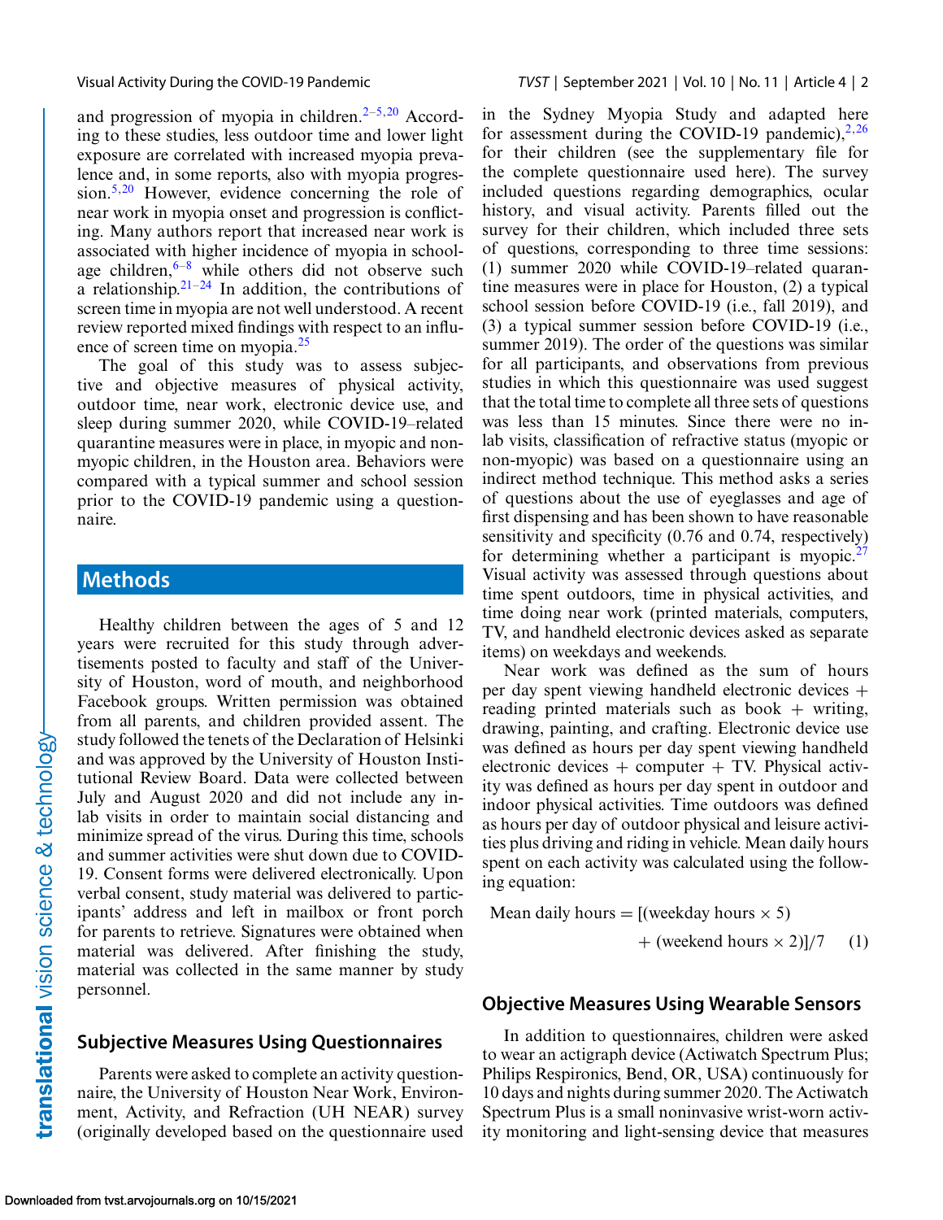and progression of myopia in children.[2–5,20] According to these studies, less outdoor time and lower light exposure are correlated with increased myopia prevalence and, in some reports, also with myopia progression.[5,20] However, evidence concerning the role of near work in myopia onset and progression is conflicting. Many authors report that increased near work is associated with higher incidence of myopia in school-age children,[6–8] while others did not observe such a relationship.[21–24] In addition, the contributions of screen time in myopia are not well understood. A recent review reported mixed findings with respect to an influence of screen time on myopia.[25]

The goal of this study was to assess subjective and objective measures of physical activity, outdoor time, near work, electronic device use, and sleep during summer 2020, while COVID-19–related quarantine measures were in place, in myopic and non-myopic children, in the Houston area. Behaviors were compared with a typical summer and school session prior to the COVID-19 pandemic using a questionnaire.

## Methods

Healthy children between the ages of 5 and 12 years were recruited for this study through advertisements posted to faculty and staff of the University of Houston, word of mouth, and neighborhood Facebook groups. Written permission was obtained from all parents, and children provided assent. The study followed the tenets of the Declaration of Helsinki and was approved by the University of Houston Institutional Review Board. Data were collected between July and August 2020 and did not include any in-lab visits in order to maintain social distancing and minimize spread of the virus. During this time, schools and summer activities were shut down due to COVID-19. Consent forms were delivered electronically. Upon verbal consent, study material was delivered to participants' address and left in mailbox or front porch for parents to retrieve. Signatures were obtained when material was delivered. After finishing the study, material was collected in the same manner by study personnel.

### Subjective Measures Using Questionnaires

Parents were asked to complete an activity questionnaire, the University of Houston Near Work, Environment, Activity, and Refraction (UH NEAR) survey (originally developed based on the questionnaire used in the Sydney Myopia Study and adapted here for assessment during the COVID-19 pandemic),[2,26] for their children (see the supplementary file for the complete questionnaire used here). The survey included questions regarding demographics, ocular history, and visual activity. Parents filled out the survey for their children, which included three sets of questions, corresponding to three time sessions: (1) summer 2020 while COVID-19–related quarantine measures were in place for Houston, (2) a typical school session before COVID-19 (i.e., fall 2019), and (3) a typical summer session before COVID-19 (i.e., summer 2019). The order of the questions was similar for all participants, and observations from previous studies in which this questionnaire was used suggest that the total time to complete all three sets of questions was less than 15 minutes. Since there were no in-lab visits, classification of refractive status (myopic or non-myopic) was based on a questionnaire using an indirect method technique. This method asks a series of questions about the use of eyeglasses and age of first dispensing and has been shown to have reasonable sensitivity and specificity (0.76 and 0.74, respectively) for determining whether a participant is myopic.[27] Visual activity was assessed through questions about time spent outdoors, time in physical activities, and time doing near work (printed materials, computers, TV, and handheld electronic devices asked as separate items) on weekdays and weekends.

Near work was defined as the sum of hours per day spent viewing handheld electronic devices + reading printed materials such as book + writing, drawing, painting, and crafting. Electronic device use was defined as hours per day spent viewing handheld electronic devices + computer + TV. Physical activity was defined as hours per day spent in outdoor and indoor physical activities. Time outdoors was defined as hours per day of outdoor physical and leisure activities plus driving and riding in vehicle. Mean daily hours spent on each activity was calculated using the following equation:

$$\text{Mean daily hours} = [(\text{weekday hours} \times 5) + (\text{weekend hours} \times 2)]/7 \quad (1)$$

### Objective Measures Using Wearable Sensors

In addition to questionnaires, children were asked to wear an actigraph device (Actiwatch Spectrum Plus; Philips Respironics, Bend, OR, USA) continuously for 10 days and nights during summer 2020. The Actiwatch Spectrum Plus is a small noninvasive wrist-worn activity monitoring and light-sensing device that measures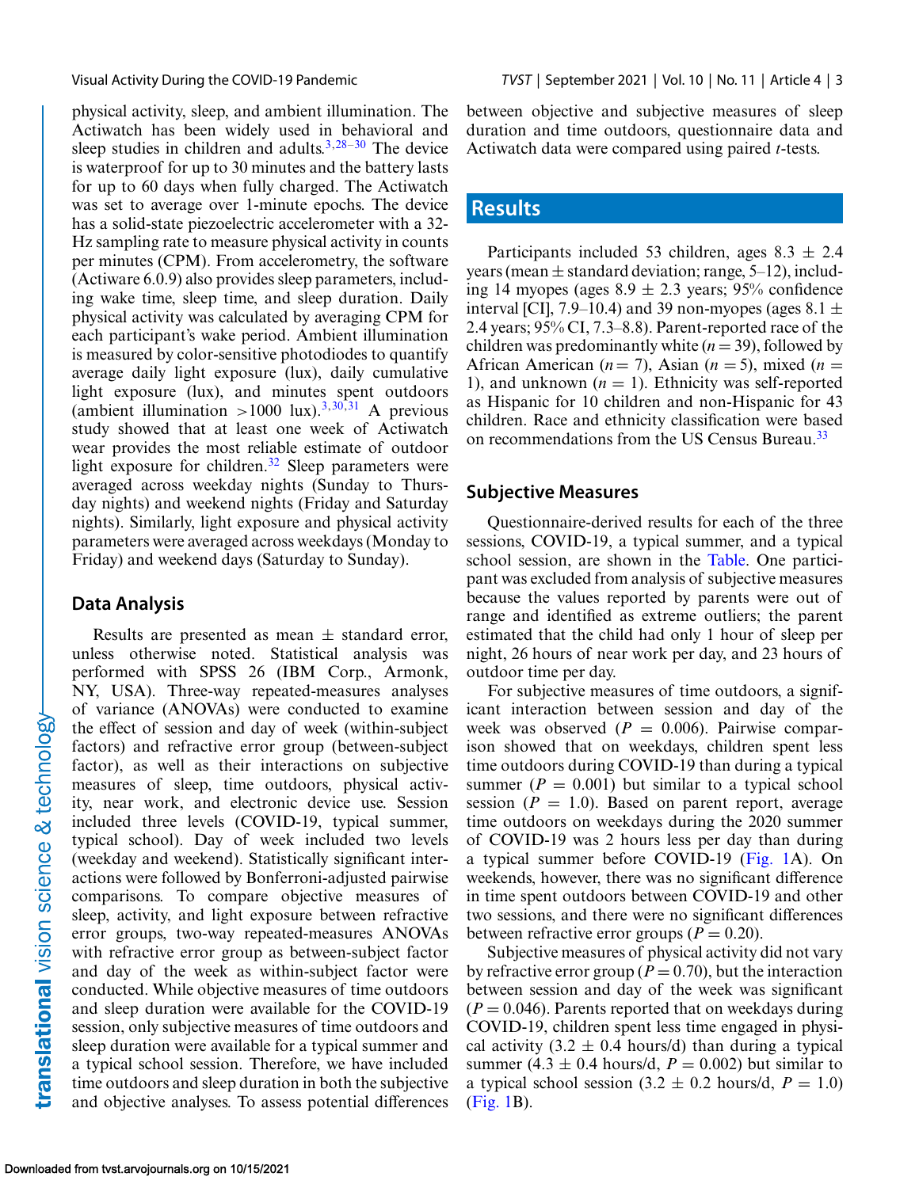physical activity, sleep, and ambient illumination. The Actiwatch has been widely used in behavioral and sleep studies in children and adults.[3,28–30] The device is waterproof for up to 30 minutes and the battery lasts for up to 60 days when fully charged. The Actiwatch was set to average over 1-minute epochs. The device has a solid-state piezoelectric accelerometer with a 32-Hz sampling rate to measure physical activity in counts per minutes (CPM). From accelerometry, the software (Actiware 6.0.9) also provides sleep parameters, including wake time, sleep time, and sleep duration. Daily physical activity was calculated by averaging CPM for each participant's wake period. Ambient illumination is measured by color-sensitive photodiodes to quantify average daily light exposure (lux), daily cumulative light exposure (lux), and minutes spent outdoors (ambient illumination >1000 lux).[3,30,31] A previous study showed that at least one week of Actiwatch wear provides the most reliable estimate of outdoor light exposure for children.[32] Sleep parameters were averaged across weekday nights (Sunday to Thursday nights) and weekend nights (Friday and Saturday nights). Similarly, light exposure and physical activity parameters were averaged across weekdays (Monday to Friday) and weekend days (Saturday to Sunday).

## Data Analysis

Results are presented as mean ± standard error, unless otherwise noted. Statistical analysis was performed with SPSS 26 (IBM Corp., Armonk, NY, USA). Three-way repeated-measures analyses of variance (ANOVAs) were conducted to examine the effect of session and day of week (within-subject factors) and refractive error group (between-subject factor), as well as their interactions on subjective measures of sleep, time outdoors, physical activity, near work, and electronic device use. Session included three levels (COVID-19, typical summer, typical school). Day of week included two levels (weekday and weekend). Statistically significant interactions were followed by Bonferroni-adjusted pairwise comparisons. To compare objective measures of sleep, activity, and light exposure between refractive error groups, two-way repeated-measures ANOVAs with refractive error group as between-subject factor and day of the week as within-subject factor were conducted. While objective measures of time outdoors and sleep duration were available for the COVID-19 session, only subjective measures of time outdoors and sleep duration were available for a typical summer and a typical school session. Therefore, we have included time outdoors and sleep duration in both the subjective and objective analyses. To assess potential differences between objective and subjective measures of sleep duration and time outdoors, questionnaire data and Actiwatch data were compared using paired *t*-tests.

# Results

Participants included 53 children, ages 8.3 ± 2.4 years (mean ± standard deviation; range, 5–12), including 14 myopes (ages 8.9 ± 2.3 years; 95% confidence interval [CI], 7.9–10.4) and 39 non-myopes (ages 8.1 ± 2.4 years; 95% CI, 7.3–8.8). Parent-reported race of the children was predominantly white ($n = 39$), followed by African American ($n = 7$), Asian ($n = 5$), mixed ($n = 1$), and unknown ($n = 1$). Ethnicity was self-reported as Hispanic for 10 children and non-Hispanic for 43 children. Race and ethnicity classification were based on recommendations from the US Census Bureau.[33]

## Subjective Measures

Questionnaire-derived results for each of the three sessions, COVID-19, a typical summer, and a typical school session, are shown in the Table. One participant was excluded from analysis of subjective measures because the values reported by parents were out of range and identified as extreme outliers; the parent estimated that the child had only 1 hour of sleep per night, 26 hours of near work per day, and 23 hours of outdoor time per day.

For subjective measures of time outdoors, a significant interaction between session and day of the week was observed ($P = 0.006$). Pairwise comparison showed that on weekdays, children spent less time outdoors during COVID-19 than during a typical summer ($P = 0.001$) but similar to a typical school session ($P = 1.0$). Based on parent report, average time outdoors on weekdays during the 2020 summer of COVID-19 was 2 hours less per day than during a typical summer before COVID-19 (Fig. 1A). On weekends, however, there was no significant difference in time spent outdoors between COVID-19 and other two sessions, and there were no significant differences between refractive error groups ($P = 0.20$).

Subjective measures of physical activity did not vary by refractive error group ($P = 0.70$), but the interaction between session and day of the week was significant ($P = 0.046$). Parents reported that on weekdays during COVID-19, children spent less time engaged in physical activity (3.2 ± 0.4 hours/d) than during a typical summer (4.3 ± 0.4 hours/d, $P = 0.002$) but similar to a typical school session (3.2 ± 0.2 hours/d, $P = 1.0$) (Fig. 1B).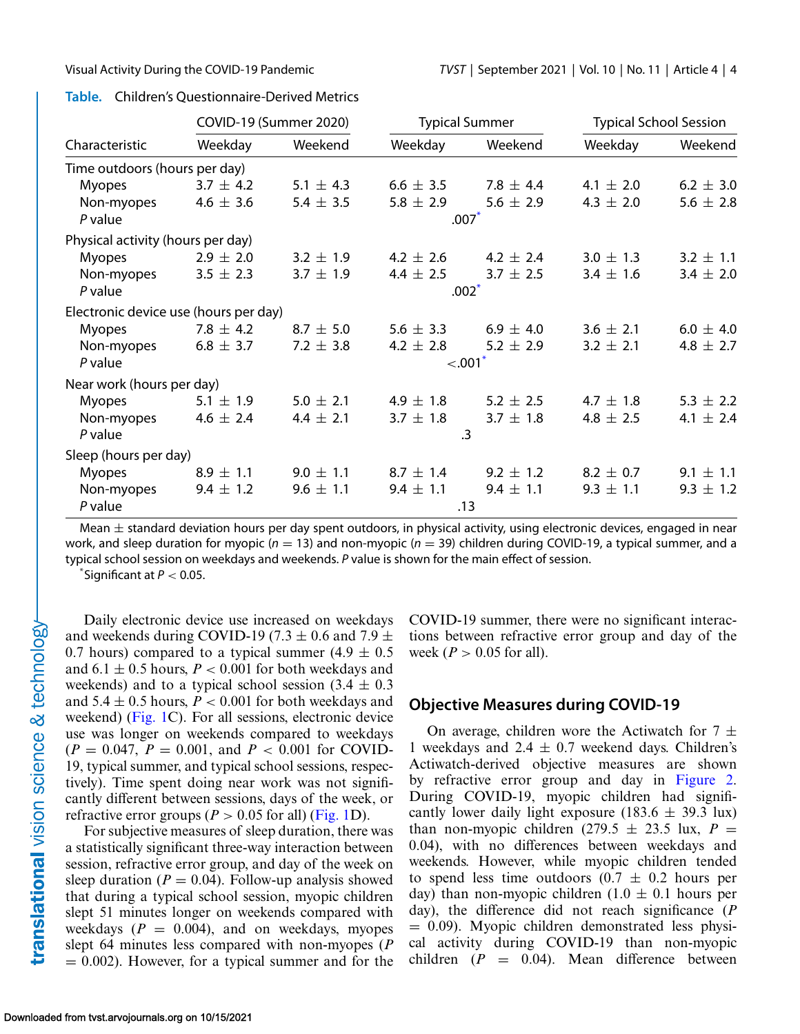**Table.** Children's Questionnaire-Derived Metrics

| Characteristic | COVID-19 (Summer 2020) | | Typical Summer | | Typical School Session | |
|---|---|---|---|---|---|---|
| | Weekday | Weekend | Weekday | Weekend | Weekday | Weekend |
| Time outdoors (hours per day) | | | | | | |
| Myopes | 3.7 ± 4.2 | 5.1 ± 4.3 | 6.6 ± 3.5 | 7.8 ± 4.4 | 4.1 ± 2.0 | 6.2 ± 3.0 |
| Non-myopes | 4.6 ± 3.6 | 5.4 ± 3.5 | 5.8 ± 2.9 | 5.6 ± 2.9 | 4.3 ± 2.0 | 5.6 ± 2.8 |
| *P* value | | | .007* | | | |
| Physical activity (hours per day) | | | | | | |
| Myopes | 2.9 ± 2.0 | 3.2 ± 1.9 | 4.2 ± 2.6 | 4.2 ± 2.4 | 3.0 ± 1.3 | 3.2 ± 1.1 |
| Non-myopes | 3.5 ± 2.3 | 3.7 ± 1.9 | 4.4 ± 2.5 | 3.7 ± 2.5 | 3.4 ± 1.6 | 3.4 ± 2.0 |
| *P* value | | | .002* | | | |
| Electronic device use (hours per day) | | | | | | |
| Myopes | 7.8 ± 4.2 | 8.7 ± 5.0 | 5.6 ± 3.3 | 6.9 ± 4.0 | 3.6 ± 2.1 | 6.0 ± 4.0 |
| Non-myopes | 6.8 ± 3.7 | 7.2 ± 3.8 | 4.2 ± 2.8 | 5.2 ± 2.9 | 3.2 ± 2.1 | 4.8 ± 2.7 |
| *P* value | | | <.001* | | | |
| Near work (hours per day) | | | | | | |
| Myopes | 5.1 ± 1.9 | 5.0 ± 2.1 | 4.9 ± 1.8 | 5.2 ± 2.5 | 4.7 ± 1.8 | 5.3 ± 2.2 |
| Non-myopes | 4.6 ± 2.4 | 4.4 ± 2.1 | 3.7 ± 1.8 | 3.7 ± 1.8 | 4.8 ± 2.5 | 4.1 ± 2.4 |
| *P* value | | | .3 | | | |
| Sleep (hours per day) | | | | | | |
| Myopes | 8.9 ± 1.1 | 9.0 ± 1.1 | 8.7 ± 1.4 | 9.2 ± 1.2 | 8.2 ± 0.7 | 9.1 ± 1.1 |
| Non-myopes | 9.4 ± 1.2 | 9.6 ± 1.1 | 9.4 ± 1.1 | 9.4 ± 1.1 | 9.3 ± 1.1 | 9.3 ± 1.2 |
| *P* value | | | .13 | | | |

Mean ± standard deviation hours per day spent outdoors, in physical activity, using electronic devices, engaged in near work, and sleep duration for myopic ($n$ = 13) and non-myopic ($n$ = 39) children during COVID-19, a typical summer, and a typical school session on weekdays and weekends. *P* value is shown for the main effect of session.
*Significant at $P < 0.05$.

Daily electronic device use increased on weekdays and weekends during COVID-19 (7.3 ± 0.6 and 7.9 ± 0.7 hours) compared to a typical summer (4.9 ± 0.5 and 6.1 ± 0.5 hours, $P < 0.001$ for both weekdays and weekends) and to a typical school session (3.4 ± 0.3 and 5.4 ± 0.5 hours, $P < 0.001$ for both weekdays and weekend) (Fig. 1C). For all sessions, electronic device use was longer on weekends compared to weekdays ($P = 0.047$, $P = 0.001$, and $P < 0.001$ for COVID-19, typical summer, and typical school sessions, respectively). Time spent doing near work was not significantly different between sessions, days of the week, or refractive error groups ($P > 0.05$ for all) (Fig. 1D).

For subjective measures of sleep duration, there was a statistically significant three-way interaction between session, refractive error group, and day of the week on sleep duration ($P = 0.04$). Follow-up analysis showed that during a typical school session, myopic children slept 51 minutes longer on weekends compared with weekdays ($P = 0.004$), and on weekdays, myopes slept 64 minutes less compared with non-myopes ($P = 0.002$). However, for a typical summer and for the COVID-19 summer, there were no significant interactions between refractive error group and day of the week ($P > 0.05$ for all).

## Objective Measures during COVID-19

On average, children wore the Actiwatch for 7 ± 1 weekdays and 2.4 ± 0.7 weekend days. Children's Actiwatch-derived objective measures are shown by refractive error group and day in Figure 2. During COVID-19, myopic children had significantly lower daily light exposure (183.6 ± 39.3 lux) than non-myopic children (279.5 ± 23.5 lux, $P = 0.04$), with no differences between weekdays and weekends. However, while myopic children tended to spend less time outdoors (0.7 ± 0.2 hours per day) than non-myopic children (1.0 ± 0.1 hours per day), the difference did not reach significance ($P = 0.09$). Myopic children demonstrated less physical activity during COVID-19 than non-myopic children ($P = 0.04$). Mean difference between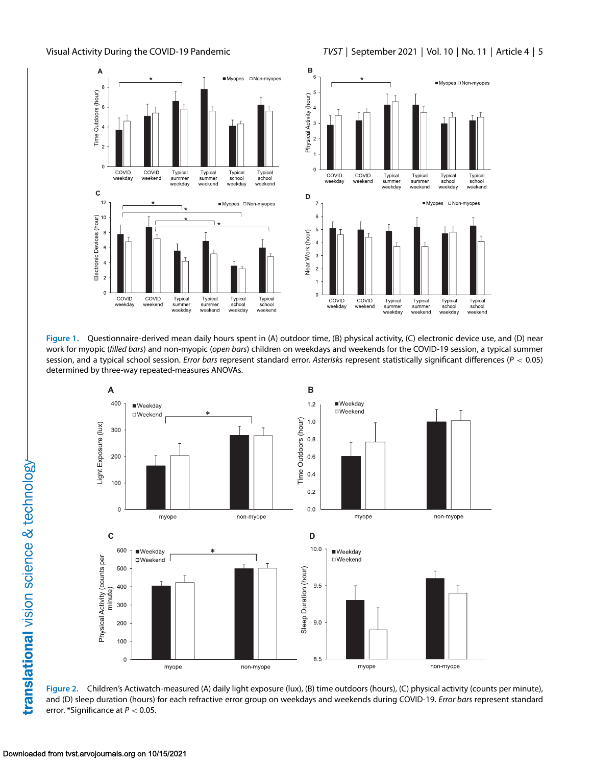**Figure 1.** Questionnaire-derived mean daily hours spent in (A) outdoor time, (B) physical activity, (C) electronic device use, and (D) near work for myopic (*filled bars*) and non-myopic (*open bars*) children on weekdays and weekends for the COVID-19 session, a typical summer session, and a typical school session. *Error bars* represent standard error. *Asterisks* represent statistically significant differences ($P < 0.05$) determined by three-way repeated-measures ANOVAs.

**Figure 2.** Children's Actiwatch-measured (A) daily light exposure (lux), (B) time outdoors (hours), (C) physical activity (counts per minute), and (D) sleep duration (hours) for each refractive error group on weekdays and weekends during COVID-19. *Error bars* represent standard error. *Significance at $P < 0.05$.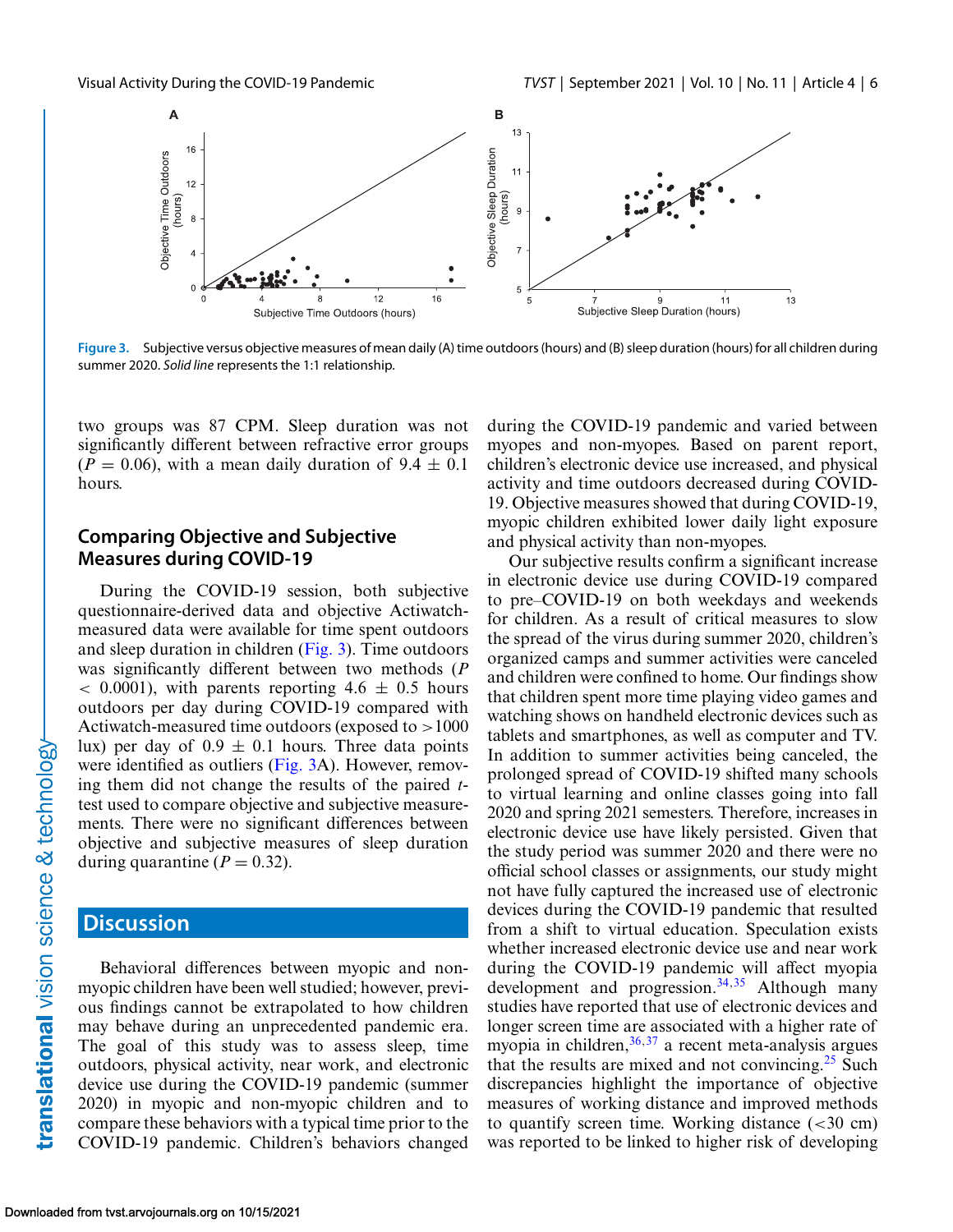Figure 3. Subjective versus objective measures of mean daily (A) time outdoors (hours) and (B) sleep duration (hours) for all children during summer 2020. *Solid line* represents the 1:1 relationship.

two groups was 87 CPM. Sleep duration was not significantly different between refractive error groups ($P = 0.06$), with a mean daily duration of $9.4 \pm 0.1$ hours.

## Comparing Objective and Subjective Measures during COVID-19

During the COVID-19 session, both subjective questionnaire-derived data and objective Actiwatch-measured data were available for time spent outdoors and sleep duration in children (Fig. 3). Time outdoors was significantly different between two methods ($P < 0.0001$), with parents reporting $4.6 \pm 0.5$ hours outdoors per day during COVID-19 compared with Actiwatch-measured time outdoors (exposed to >1000 lux) per day of $0.9 \pm 0.1$ hours. Three data points were identified as outliers (Fig. 3A). However, removing them did not change the results of the paired *t*-test used to compare objective and subjective measurements. There were no significant differences between objective and subjective measures of sleep duration during quarantine ($P = 0.32$).

## Discussion

Behavioral differences between myopic and non-myopic children have been well studied; however, previous findings cannot be extrapolated to how children may behave during an unprecedented pandemic era. The goal of this study was to assess sleep, time outdoors, physical activity, near work, and electronic device use during the COVID-19 pandemic (summer 2020) in myopic and non-myopic children and to compare these behaviors with a typical time prior to the COVID-19 pandemic. Children's behaviors changed during the COVID-19 pandemic and varied between myopes and non-myopes. Based on parent report, children's electronic device use increased, and physical activity and time outdoors decreased during COVID-19. Objective measures showed that during COVID-19, myopic children exhibited lower daily light exposure and physical activity than non-myopes.

Our subjective results confirm a significant increase in electronic device use during COVID-19 compared to pre–COVID-19 on both weekdays and weekends for children. As a result of critical measures to slow the spread of the virus during summer 2020, children's organized camps and summer activities were canceled and children were confined to home. Our findings show that children spent more time playing video games and watching shows on handheld electronic devices such as tablets and smartphones, as well as computer and TV. In addition to summer activities being canceled, the prolonged spread of COVID-19 shifted many schools to virtual learning and online classes going into fall 2020 and spring 2021 semesters. Therefore, increases in electronic device use have likely persisted. Given that the study period was summer 2020 and there were no official school classes or assignments, our study might not have fully captured the increased use of electronic devices during the COVID-19 pandemic that resulted from a shift to virtual education. Speculation exists whether increased electronic device use and near work during the COVID-19 pandemic will affect myopia development and progression.[34,35] Although many studies have reported that use of electronic devices and longer screen time are associated with a higher rate of myopia in children,[36,37] a recent meta-analysis argues that the results are mixed and not convincing.[25] Such discrepancies highlight the importance of objective measures of working distance and improved methods to quantify screen time. Working distance (<30 cm) was reported to be linked to higher risk of developing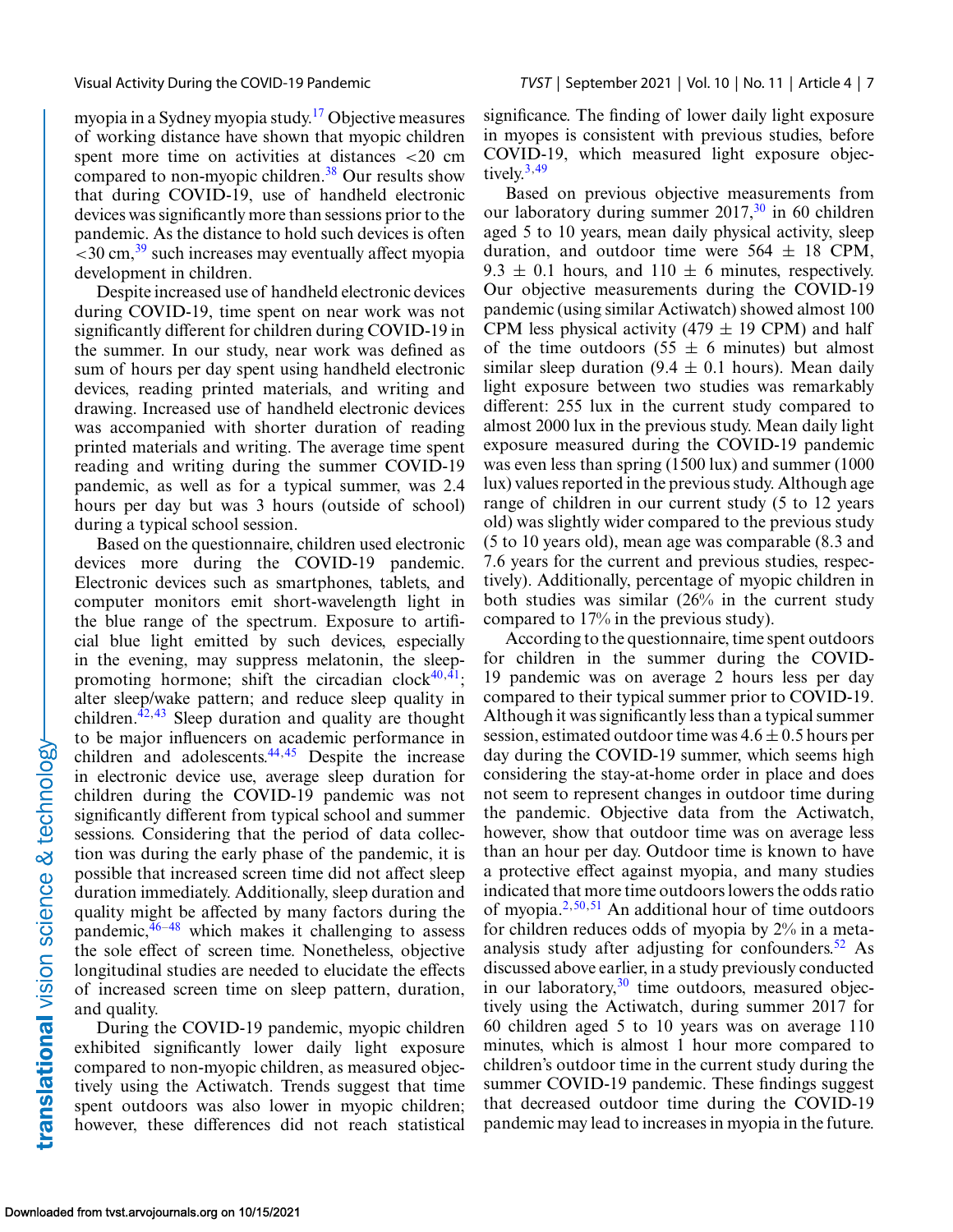myopia in a Sydney myopia study.[17] Objective measures of working distance have shown that myopic children spent more time on activities at distances <20 cm compared to non-myopic children.[38] Our results show that during COVID-19, use of handheld electronic devices was significantly more than sessions prior to the pandemic. As the distance to hold such devices is often <30 cm,[39] such increases may eventually affect myopia development in children.

Despite increased use of handheld electronic devices during COVID-19, time spent on near work was not significantly different for children during COVID-19 in the summer. In our study, near work was defined as sum of hours per day spent using handheld electronic devices, reading printed materials, and writing and drawing. Increased use of handheld electronic devices was accompanied with shorter duration of reading printed materials and writing. The average time spent reading and writing during the summer COVID-19 pandemic, as well as for a typical summer, was 2.4 hours per day but was 3 hours (outside of school) during a typical school session.

Based on the questionnaire, children used electronic devices more during the COVID-19 pandemic. Electronic devices such as smartphones, tablets, and computer monitors emit short-wavelength light in the blue range of the spectrum. Exposure to artificial blue light emitted by such devices, especially in the evening, may suppress melatonin, the sleep-promoting hormone; shift the circadian clock[40,41]; alter sleep/wake pattern; and reduce sleep quality in children.[42,43] Sleep duration and quality are thought to be major influencers on academic performance in children and adolescents.[44,45] Despite the increase in electronic device use, average sleep duration for children during the COVID-19 pandemic was not significantly different from typical school and summer sessions. Considering that the period of data collection was during the early phase of the pandemic, it is possible that increased screen time did not affect sleep duration immediately. Additionally, sleep duration and quality might be affected by many factors during the pandemic,[46–48] which makes it challenging to assess the sole effect of screen time. Nonetheless, objective longitudinal studies are needed to elucidate the effects of increased screen time on sleep pattern, duration, and quality.

During the COVID-19 pandemic, myopic children exhibited significantly lower daily light exposure compared to non-myopic children, as measured objectively using the Actiwatch. Trends suggest that time spent outdoors was also lower in myopic children; however, these differences did not reach statistical significance. The finding of lower daily light exposure in myopes is consistent with previous studies, before COVID-19, which measured light exposure objectively.[3,49]

Based on previous objective measurements from our laboratory during summer 2017,[30] in 60 children aged 5 to 10 years, mean daily physical activity, sleep duration, and outdoor time were 564 ± 18 CPM, 9.3 ± 0.1 hours, and 110 ± 6 minutes, respectively. Our objective measurements during the COVID-19 pandemic (using similar Actiwatch) showed almost 100 CPM less physical activity (479 ± 19 CPM) and half of the time outdoors (55 ± 6 minutes) but almost similar sleep duration (9.4 ± 0.1 hours). Mean daily light exposure between two studies was remarkably different: 255 lux in the current study compared to almost 2000 lux in the previous study. Mean daily light exposure measured during the COVID-19 pandemic was even less than spring (1500 lux) and summer (1000 lux) values reported in the previous study. Although age range of children in our current study (5 to 12 years old) was slightly wider compared to the previous study (5 to 10 years old), mean age was comparable (8.3 and 7.6 years for the current and previous studies, respectively). Additionally, percentage of myopic children in both studies was similar (26% in the current study compared to 17% in the previous study).

According to the questionnaire, time spent outdoors for children in the summer during the COVID-19 pandemic was on average 2 hours less per day compared to their typical summer prior to COVID-19. Although it was significantly less than a typical summer session, estimated outdoor time was 4.6 ± 0.5 hours per day during the COVID-19 summer, which seems high considering the stay-at-home order in place and does not seem to represent changes in outdoor time during the pandemic. Objective data from the Actiwatch, however, show that outdoor time was on average less than an hour per day. Outdoor time is known to have a protective effect against myopia, and many studies indicated that more time outdoors lowers the odds ratio of myopia.[2,50,51] An additional hour of time outdoors for children reduces odds of myopia by 2% in a meta-analysis study after adjusting for confounders.[52] As discussed above earlier, in a study previously conducted in our laboratory,[30] time outdoors, measured objectively using the Actiwatch, during summer 2017 for 60 children aged 5 to 10 years was on average 110 minutes, which is almost 1 hour more compared to children's outdoor time in the current study during the summer COVID-19 pandemic. These findings suggest that decreased outdoor time during the COVID-19 pandemic may lead to increases in myopia in the future.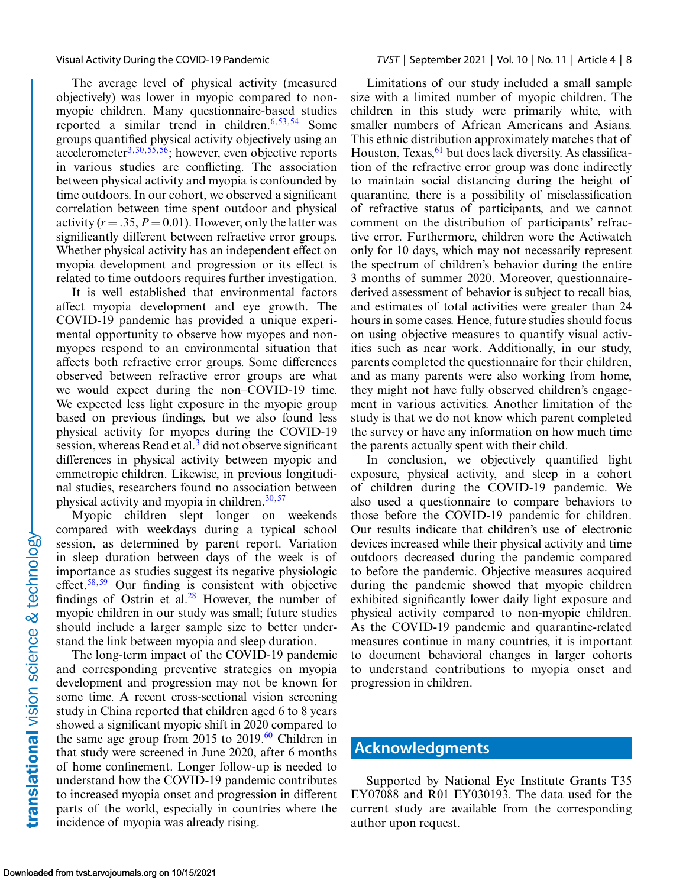The average level of physical activity (measured objectively) was lower in myopic compared to non-myopic children. Many questionnaire-based studies reported a similar trend in children.[6,53,54] Some groups quantified physical activity objectively using an accelerometer[3,30,55,56]; however, even objective reports in various studies are conflicting. The association between physical activity and myopia is confounded by time outdoors. In our cohort, we observed a significant correlation between time spent outdoor and physical activity ($r = .35$, $P = 0.01$). However, only the latter was significantly different between refractive error groups. Whether physical activity has an independent effect on myopia development and progression or its effect is related to time outdoors requires further investigation.

It is well established that environmental factors affect myopia development and eye growth. The COVID-19 pandemic has provided a unique experimental opportunity to observe how myopes and non-myopes respond to an environmental situation that affects both refractive error groups. Some differences observed between refractive error groups are what we would expect during the non–COVID-19 time. We expected less light exposure in the myopic group based on previous findings, but we also found less physical activity for myopes during the COVID-19 session, whereas Read et al.[3] did not observe significant differences in physical activity between myopic and emmetropic children. Likewise, in previous longitudinal studies, researchers found no association between physical activity and myopia in children.[30,57]

Myopic children slept longer on weekends compared with weekdays during a typical school session, as determined by parent report. Variation in sleep duration between days of the week is of importance as studies suggest its negative physiologic effect.[58,59] Our finding is consistent with objective findings of Ostrin et al.[28] However, the number of myopic children in our study was small; future studies should include a larger sample size to better understand the link between myopia and sleep duration.

The long-term impact of the COVID-19 pandemic and corresponding preventive strategies on myopia development and progression may not be known for some time. A recent cross-sectional vision screening study in China reported that children aged 6 to 8 years showed a significant myopic shift in 2020 compared to the same age group from 2015 to 2019.[60] Children in that study were screened in June 2020, after 6 months of home confinement. Longer follow-up is needed to understand how the COVID-19 pandemic contributes to increased myopia onset and progression in different parts of the world, especially in countries where the incidence of myopia was already rising.

Limitations of our study included a small sample size with a limited number of myopic children. The children in this study were primarily white, with smaller numbers of African Americans and Asians. This ethnic distribution approximately matches that of Houston, Texas,[61] but does lack diversity. As classification of the refractive error group was done indirectly to maintain social distancing during the height of quarantine, there is a possibility of misclassification of refractive status of participants, and we cannot comment on the distribution of participants' refractive error. Furthermore, children wore the Actiwatch only for 10 days, which may not necessarily represent the spectrum of children's behavior during the entire 3 months of summer 2020. Moreover, questionnaire-derived assessment of behavior is subject to recall bias, and estimates of total activities were greater than 24 hours in some cases. Hence, future studies should focus on using objective measures to quantify visual activities such as near work. Additionally, in our study, parents completed the questionnaire for their children, and as many parents were also working from home, they might not have fully observed children's engagement in various activities. Another limitation of the study is that we do not know which parent completed the survey or have any information on how much time the parents actually spent with their child.

In conclusion, we objectively quantified light exposure, physical activity, and sleep in a cohort of children during the COVID-19 pandemic. We also used a questionnaire to compare behaviors to those before the COVID-19 pandemic for children. Our results indicate that children's use of electronic devices increased while their physical activity and time outdoors decreased during the pandemic compared to before the pandemic. Objective measures acquired during the pandemic showed that myopic children exhibited significantly lower daily light exposure and physical activity compared to non-myopic children. As the COVID-19 pandemic and quarantine-related measures continue in many countries, it is important to document behavioral changes in larger cohorts to understand contributions to myopia onset and progression in children.

## Acknowledgments

Supported by National Eye Institute Grants T35 EY07088 and R01 EY030193. The data used for the current study are available from the corresponding author upon request.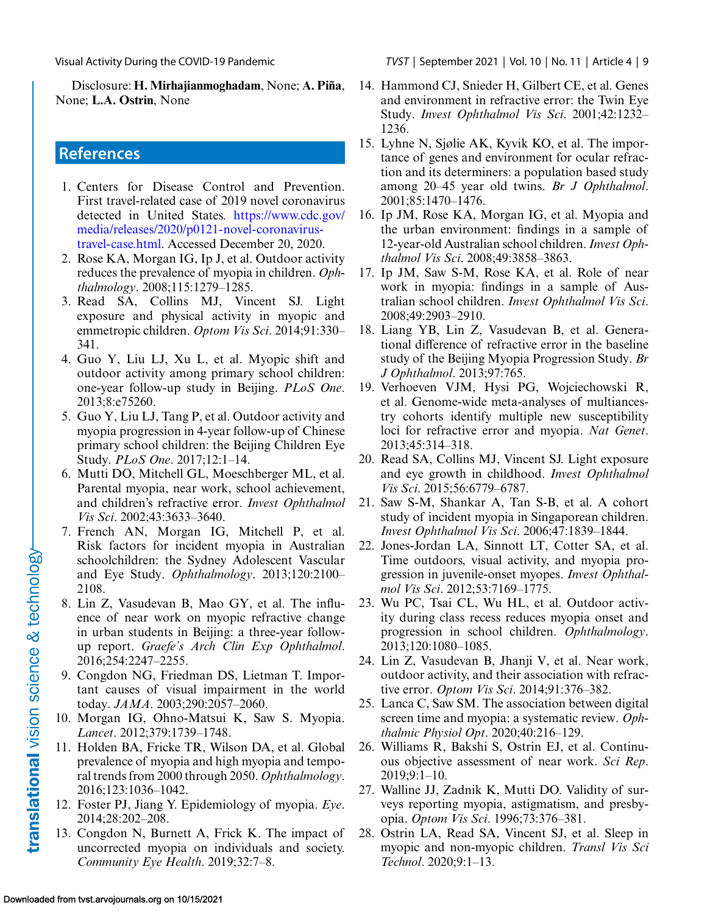Disclosure: **H. Mirhajianmoghadam**, None; **A. Piña**, None; **L.A. Ostrin**, None

## References

1. Centers for Disease Control and Prevention. First travel-related case of 2019 novel coronavirus detected in United States. https://www.cdc.gov/media/releases/2020/p0121-novel-coronavirus-travel-case.html. Accessed December 20, 2020.
2. Rose KA, Morgan IG, Ip J, et al. Outdoor activity reduces the prevalence of myopia in children. *Ophthalmology*. 2008;115:1279–1285.
3. Read SA, Collins MJ, Vincent SJ. Light exposure and physical activity in myopic and emmetropic children. *Optom Vis Sci*. 2014;91:330–341.
4. Guo Y, Liu LJ, Xu L, et al. Myopic shift and outdoor activity among primary school children: one-year follow-up study in Beijing. *PLoS One*. 2013;8:e75260.
5. Guo Y, Liu LJ, Tang P, et al. Outdoor activity and myopia progression in 4-year follow-up of Chinese primary school children: the Beijing Children Eye Study. *PLoS One*. 2017;12:1–14.
6. Mutti DO, Mitchell GL, Moeschberger ML, et al. Parental myopia, near work, school achievement, and children's refractive error. *Invest Ophthalmol Vis Sci*. 2002;43:3633–3640.
7. French AN, Morgan IG, Mitchell P, et al. Risk factors for incident myopia in Australian schoolchildren: the Sydney Adolescent Vascular and Eye Study. *Ophthalmology*. 2013;120:2100–2108.
8. Lin Z, Vasudevan B, Mao GY, et al. The influence of near work on myopic refractive change in urban students in Beijing: a three-year follow-up report. *Graefe's Arch Clin Exp Ophthalmol*. 2016;254:2247–2255.
9. Congdon NG, Friedman DS, Lietman T. Important causes of visual impairment in the world today. *JAMA*. 2003;290:2057–2060.
10. Morgan IG, Ohno-Matsui K, Saw S. Myopia. *Lancet*. 2012;379:1739–1748.
11. Holden BA, Fricke TR, Wilson DA, et al. Global prevalence of myopia and high myopia and temporal trends from 2000 through 2050. *Ophthalmology*. 2016;123:1036–1042.
12. Foster PJ, Jiang Y. Epidemiology of myopia. *Eye*. 2014;28:202–208.
13. Congdon N, Burnett A, Frick K. The impact of uncorrected myopia on individuals and society. *Community Eye Health*. 2019;32:7–8.
14. Hammond CJ, Snieder H, Gilbert CE, et al. Genes and environment in refractive error: the Twin Eye Study. *Invest Ophthalmol Vis Sci*. 2001;42:1232–1236.
15. Lyhne N, Sjølie AK, Kyvik KO, et al. The importance of genes and environment for ocular refraction and its determiners: a population based study among 20–45 year old twins. *Br J Ophthalmol*. 2001;85:1470–1476.
16. Ip JM, Rose KA, Morgan IG, et al. Myopia and the urban environment: findings in a sample of 12-year-old Australian school children. *Invest Ophthalmol Vis Sci*. 2008;49:3858–3863.
17. Ip JM, Saw S-M, Rose KA, et al. Role of near work in myopia: findings in a sample of Australian school children. *Invest Ophthalmol Vis Sci*. 2008;49:2903–2910.
18. Liang YB, Lin Z, Vasudevan B, et al. Generational difference of refractive error in the baseline study of the Beijing Myopia Progression Study. *Br J Ophthalmol*. 2013;97:765.
19. Verhoeven VJM, Hysi PG, Wojciechowski R, et al. Genome-wide meta-analyses of multiancestry cohorts identify multiple new susceptibility loci for refractive error and myopia. *Nat Genet*. 2013;45:314–318.
20. Read SA, Collins MJ, Vincent SJ. Light exposure and eye growth in childhood. *Invest Ophthalmol Vis Sci*. 2015;56:6779–6787.
21. Saw S-M, Shankar A, Tan S-B, et al. A cohort study of incident myopia in Singaporean children. *Invest Ophthalmol Vis Sci*. 2006;47:1839–1844.
22. Jones-Jordan LA, Sinnott LT, Cotter SA, et al. Time outdoors, visual activity, and myopia progression in juvenile-onset myopes. *Invest Ophthalmol Vis Sci*. 2012;53:7169–1775.
23. Wu PC, Tsai CL, Wu HL, et al. Outdoor activity during class recess reduces myopia onset and progression in school children. *Ophthalmology*. 2013;120:1080–1085.
24. Lin Z, Vasudevan B, Jhanji V, et al. Near work, outdoor activity, and their association with refractive error. *Optom Vis Sci*. 2014;91:376–382.
25. Lanca C, Saw SM. The association between digital screen time and myopia: a systematic review. *Ophthalmic Physiol Opt*. 2020;40:216–129.
26. Williams R, Bakshi S, Ostrin EJ, et al. Continuous objective assessment of near work. *Sci Rep*. 2019;9:1–10.
27. Walline JJ, Zadnik K, Mutti DO. Validity of surveys reporting myopia, astigmatism, and presbyopia. *Optom Vis Sci*. 1996;73:376–381.
28. Ostrin LA, Read SA, Vincent SJ, et al. Sleep in myopic and non-myopic children. *Transl Vis Sci Technol*. 2020;9:1–13.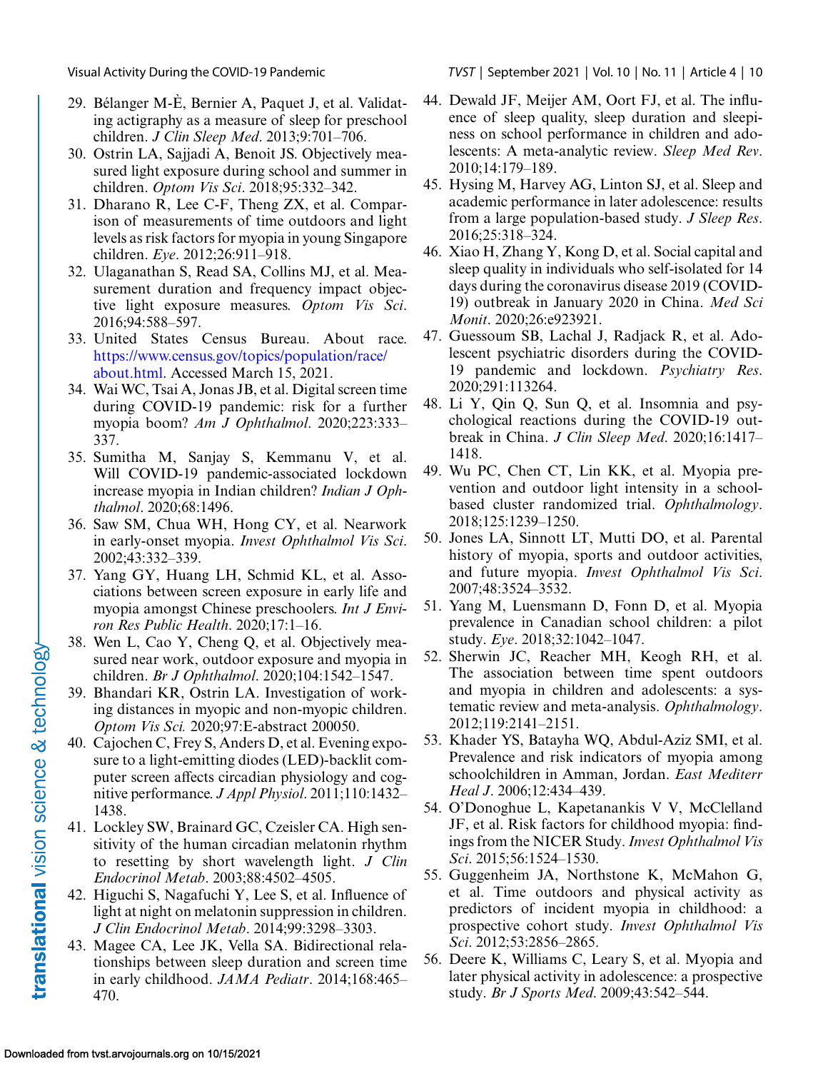29. Bélanger M-È, Bernier A, Paquet J, et al. Validating actigraphy as a measure of sleep for preschool children. *J Clin Sleep Med*. 2013;9:701–706.
30. Ostrin LA, Sajjadi A, Benoit JS. Objectively measured light exposure during school and summer in children. *Optom Vis Sci*. 2018;95:332–342.
31. Dharano R, Lee C-F, Theng ZX, et al. Comparison of measurements of time outdoors and light levels as risk factors for myopia in young Singapore children. *Eye*. 2012;26:911–918.
32. Ulaganathan S, Read SA, Collins MJ, et al. Measurement duration and frequency impact objective light exposure measures. *Optom Vis Sci*. 2016;94:588–597.
33. United States Census Bureau. About race. https://www.census.gov/topics/population/race/about.html. Accessed March 15, 2021.
34. Wai WC, Tsai A, Jonas JB, et al. Digital screen time during COVID-19 pandemic: risk for a further myopia boom? *Am J Ophthalmol*. 2020;223:333–337.
35. Sumitha M, Sanjay S, Kemmanu V, et al. Will COVID-19 pandemic-associated lockdown increase myopia in Indian children? *Indian J Ophthalmol*. 2020;68:1496.
36. Saw SM, Chua WH, Hong CY, et al. Nearwork in early-onset myopia. *Invest Ophthalmol Vis Sci*. 2002;43:332–339.
37. Yang GY, Huang LH, Schmid KL, et al. Associations between screen exposure in early life and myopia amongst Chinese preschoolers. *Int J Environ Res Public Health*. 2020;17:1–16.
38. Wen L, Cao Y, Cheng Q, et al. Objectively measured near work, outdoor exposure and myopia in children. *Br J Ophthalmol*. 2020;104:1542–1547.
39. Bhandari KR, Ostrin LA. Investigation of working distances in myopic and non-myopic children. *Optom Vis Sci.* 2020;97:E-abstract 200050.
40. Cajochen C, Frey S, Anders D, et al. Evening exposure to a light-emitting diodes (LED)-backlit computer screen affects circadian physiology and cognitive performance. *J Appl Physiol*. 2011;110:1432–1438.
41. Lockley SW, Brainard GC, Czeisler CA. High sensitivity of the human circadian melatonin rhythm to resetting by short wavelength light. *J Clin Endocrinol Metab*. 2003;88:4502–4505.
42. Higuchi S, Nagafuchi Y, Lee S, et al. Influence of light at night on melatonin suppression in children. *J Clin Endocrinol Metab*. 2014;99:3298–3303.
43. Magee CA, Lee JK, Vella SA. Bidirectional relationships between sleep duration and screen time in early childhood. *JAMA Pediatr*. 2014;168:465–470.
44. Dewald JF, Meijer AM, Oort FJ, et al. The influence of sleep quality, sleep duration and sleepiness on school performance in children and adolescents: A meta-analytic review. *Sleep Med Rev*. 2010;14:179–189.
45. Hysing M, Harvey AG, Linton SJ, et al. Sleep and academic performance in later adolescence: results from a large population-based study. *J Sleep Res*. 2016;25:318–324.
46. Xiao H, Zhang Y, Kong D, et al. Social capital and sleep quality in individuals who self-isolated for 14 days during the coronavirus disease 2019 (COVID-19) outbreak in January 2020 in China. *Med Sci Monit*. 2020;26:e923921.
47. Guessoum SB, Lachal J, Radjack R, et al. Adolescent psychiatric disorders during the COVID-19 pandemic and lockdown. *Psychiatry Res*. 2020;291:113264.
48. Li Y, Qin Q, Sun Q, et al. Insomnia and psychological reactions during the COVID-19 outbreak in China. *J Clin Sleep Med*. 2020;16:1417–1418.
49. Wu PC, Chen CT, Lin KK, et al. Myopia prevention and outdoor light intensity in a school-based cluster randomized trial. *Ophthalmology*. 2018;125:1239–1250.
50. Jones LA, Sinnott LT, Mutti DO, et al. Parental history of myopia, sports and outdoor activities, and future myopia. *Invest Ophthalmol Vis Sci*. 2007;48:3524–3532.
51. Yang M, Luensmann D, Fonn D, et al. Myopia prevalence in Canadian school children: a pilot study. *Eye*. 2018;32:1042–1047.
52. Sherwin JC, Reacher MH, Keogh RH, et al. The association between time spent outdoors and myopia in children and adolescents: a systematic review and meta-analysis. *Ophthalmology*. 2012;119:2141–2151.
53. Khader YS, Batayha WQ, Abdul-Aziz SMI, et al. Prevalence and risk indicators of myopia among schoolchildren in Amman, Jordan. *East Mediterr Heal J*. 2006;12:434–439.
54. O'Donoghue L, Kapetanankis V V, McClelland JF, et al. Risk factors for childhood myopia: findings from the NICER Study. *Invest Ophthalmol Vis Sci*. 2015;56:1524–1530.
55. Guggenheim JA, Northstone K, McMahon G, et al. Time outdoors and physical activity as predictors of incident myopia in childhood: a prospective cohort study. *Invest Ophthalmol Vis Sci*. 2012;53:2856–2865.
56. Deere K, Williams C, Leary S, et al. Myopia and later physical activity in adolescence: a prospective study. *Br J Sports Med*. 2009;43:542–544.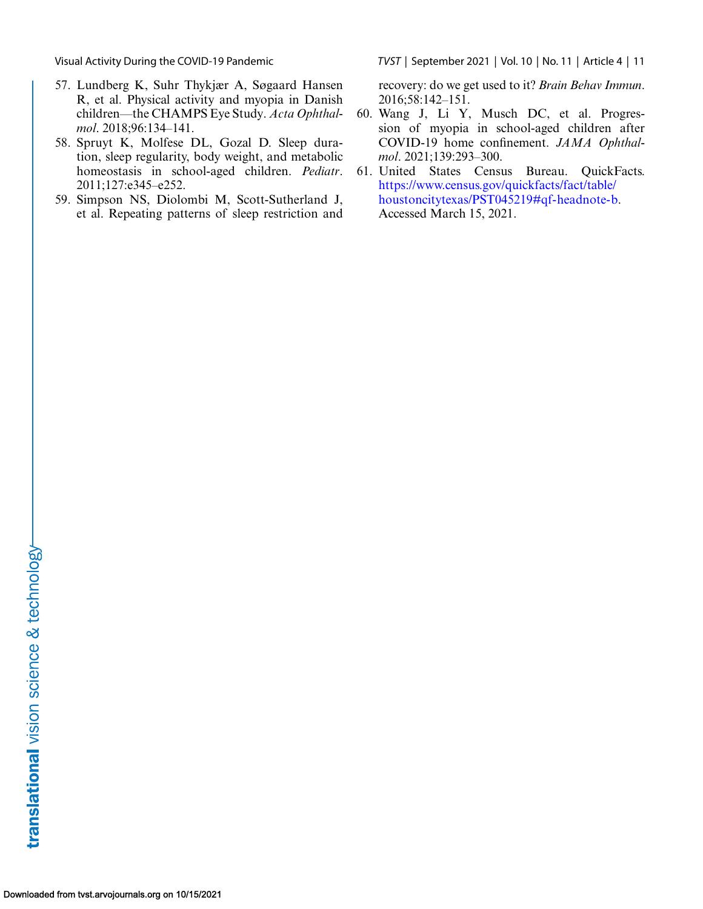57. Lundberg K, Suhr Thykjær A, Søgaard Hansen R, et al. Physical activity and myopia in Danish children—the CHAMPS Eye Study. *Acta Ophthalmol*. 2018;96:134–141.
58. Spruyt K, Molfese DL, Gozal D. Sleep duration, sleep regularity, body weight, and metabolic homeostasis in school-aged children. *Pediatr*. 2011;127:e345–e252.
59. Simpson NS, Diolombi M, Scott-Sutherland J, et al. Repeating patterns of sleep restriction and recovery: do we get used to it? *Brain Behav Immun*. 2016;58:142–151.
60. Wang J, Li Y, Musch DC, et al. Progression of myopia in school-aged children after COVID-19 home confinement. *JAMA Ophthalmol*. 2021;139:293–300.
61. United States Census Bureau. QuickFacts. https://www.census.gov/quickfacts/fact/table/houstoncitytexas/PST045219#qf-headnote-b. Accessed March 15, 2021.